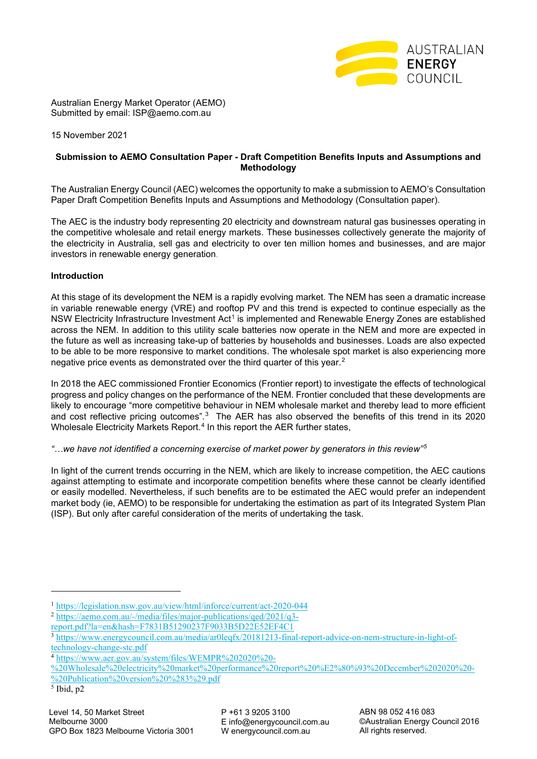Australian Energy Market Operator (AEMO)
Submitted by email: ISP@aemo.com.au

15 November 2021

**Submission to AEMO Consultation Paper - Draft Competition Benefits Inputs and Assumptions and Methodology**

The Australian Energy Council (AEC) welcomes the opportunity to make a submission to AEMO's Consultation Paper Draft Competition Benefits Inputs and Assumptions and Methodology (Consultation paper).

The AEC is the industry body representing 20 electricity and downstream natural gas businesses operating in the competitive wholesale and retail energy markets. These businesses collectively generate the majority of the electricity in Australia, sell gas and electricity to over ten million homes and businesses, and are major investors in renewable energy generation.

**Introduction**

At this stage of its development the NEM is a rapidly evolving market. The NEM has seen a dramatic increase in variable renewable energy (VRE) and rooftop PV and this trend is expected to continue especially as the NSW Electricity Infrastructure Investment Act[1] is implemented and Renewable Energy Zones are established across the NEM. In addition to this utility scale batteries now operate in the NEM and more are expected in the future as well as increasing take-up of batteries by households and businesses. Loads are also expected to be able to be more responsive to market conditions. The wholesale spot market is also experiencing more negative price events as demonstrated over the third quarter of this year.[2]

In 2018 the AEC commissioned Frontier Economics (Frontier report) to investigate the effects of technological progress and policy changes on the performance of the NEM. Frontier concluded that these developments are likely to encourage "more competitive behaviour in NEM wholesale market and thereby lead to more efficient and cost reflective pricing outcomes".[3] The AER has also observed the benefits of this trend in its 2020 Wholesale Electricity Markets Report.[4] In this report the AER further states,

*"…we have not identified a concerning exercise of market power by generators in this review"[5]*

In light of the current trends occurring in the NEM, which are likely to increase competition, the AEC cautions against attempting to estimate and incorporate competition benefits where these cannot be clearly identified or easily modelled. Nevertheless, if such benefits are to be estimated the AEC would prefer an independent market body (ie, AEMO) to be responsible for undertaking the estimation as part of its Integrated System Plan (ISP). But only after careful consideration of the merits of undertaking the task.

---

[1] https://legislation.nsw.gov.au/view/html/inforce/current/act-2020-044

[2] https://aemo.com.au/-/media/files/major-publications/qed/2021/q3-report.pdf?la=en&hash=F7831B51290237F9033B5D22E52EF4C1

[3] https://www.energycouncil.com.au/media/ar0leqfx/20181213-final-report-advice-on-nem-structure-in-light-of-technology-change-stc.pdf

[4] https://www.aer.gov.au/system/files/WEMPR%202020%20-%20Wholesale%20electricity%20market%20performance%20report%20%E2%80%93%20December%202020%20-%20Publication%20version%20%283%29.pdf

[5] Ibid, p2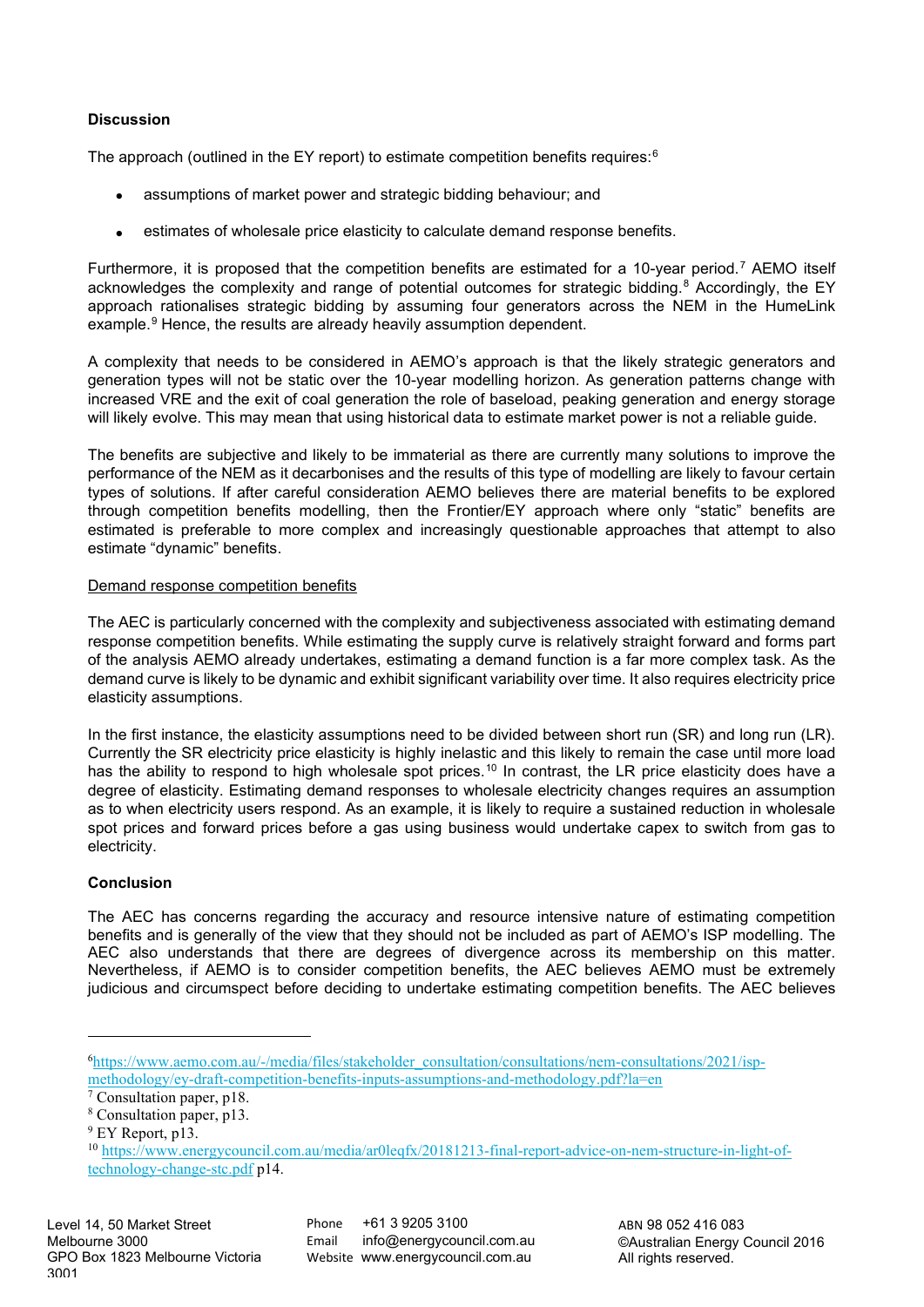**Discussion**

The approach (outlined in the EY report) to estimate competition benefits requires:[6]

- assumptions of market power and strategic bidding behaviour; and
- estimates of wholesale price elasticity to calculate demand response benefits.

Furthermore, it is proposed that the competition benefits are estimated for a 10-year period.[7] AEMO itself acknowledges the complexity and range of potential outcomes for strategic bidding.[8] Accordingly, the EY approach rationalises strategic bidding by assuming four generators across the NEM in the HumeLink example.[9] Hence, the results are already heavily assumption dependent.

A complexity that needs to be considered in AEMO's approach is that the likely strategic generators and generation types will not be static over the 10-year modelling horizon. As generation patterns change with increased VRE and the exit of coal generation the role of baseload, peaking generation and energy storage will likely evolve. This may mean that using historical data to estimate market power is not a reliable guide.

The benefits are subjective and likely to be immaterial as there are currently many solutions to improve the performance of the NEM as it decarbonises and the results of this type of modelling are likely to favour certain types of solutions. If after careful consideration AEMO believes there are material benefits to be explored through competition benefits modelling, then the Frontier/EY approach where only "static" benefits are estimated is preferable to more complex and increasingly questionable approaches that attempt to also estimate "dynamic" benefits.

<u>Demand response competition benefits</u>

The AEC is particularly concerned with the complexity and subjectiveness associated with estimating demand response competition benefits. While estimating the supply curve is relatively straight forward and forms part of the analysis AEMO already undertakes, estimating a demand function is a far more complex task. As the demand curve is likely to be dynamic and exhibit significant variability over time. It also requires electricity price elasticity assumptions.

In the first instance, the elasticity assumptions need to be divided between short run (SR) and long run (LR). Currently the SR electricity price elasticity is highly inelastic and this likely to remain the case until more load has the ability to respond to high wholesale spot prices.[10] In contrast, the LR price elasticity does have a degree of elasticity. Estimating demand responses to wholesale electricity changes requires an assumption as to when electricity users respond. As an example, it is likely to require a sustained reduction in wholesale spot prices and forward prices before a gas using business would undertake capex to switch from gas to electricity.

**Conclusion**

The AEC has concerns regarding the accuracy and resource intensive nature of estimating competition benefits and is generally of the view that they should not be included as part of AEMO's ISP modelling. The AEC also understands that there are degrees of divergence across its membership on this matter. Nevertheless, if AEMO is to consider competition benefits, the AEC believes AEMO must be extremely judicious and circumspect before deciding to undertake estimating competition benefits. The AEC believes

---

[6] https://www.aemo.com.au/-/media/files/stakeholder_consultation/consultations/nem-consultations/2021/isp-methodology/ey-draft-competition-benefits-inputs-assumptions-and-methodology.pdf?la=en

[7] Consultation paper, p18.

[8] Consultation paper, p13.

[9] EY Report, p13.

[10] https://www.energycouncil.com.au/media/ar0leqfx/20181213-final-report-advice-on-nem-structure-in-light-of-technology-change-stc.pdf p14.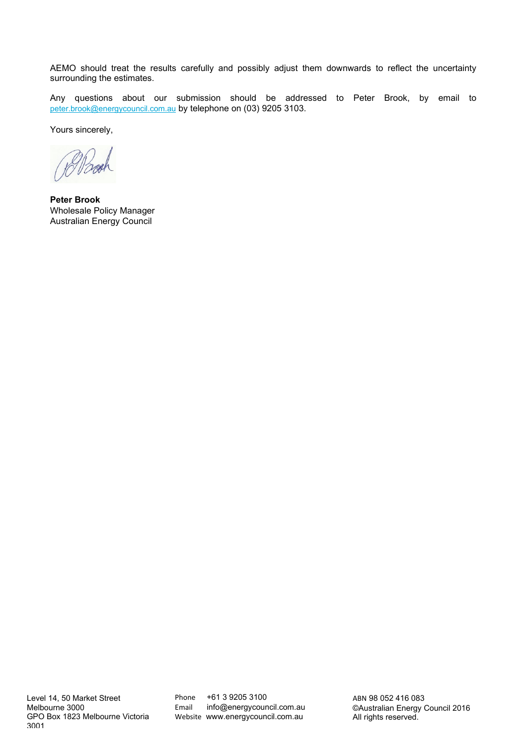AEMO should treat the results carefully and possibly adjust them downwards to reflect the uncertainty surrounding the estimates.

Any questions about our submission should be addressed to Peter Brook, by email to peter.brook@energycouncil.com.au by telephone on (03) 9205 3103.

Yours sincerely,

**Peter Brook**
Wholesale Policy Manager
Australian Energy Council

Level 14, 50 Market Street
Melbourne 3000
GPO Box 1823 Melbourne Victoria 3001

Phone +61 3 9205 3100
Email info@energycouncil.com.au
Website www.energycouncil.com.au

ABN 98 052 416 083
©Australian Energy Council 2016
All rights reserved.